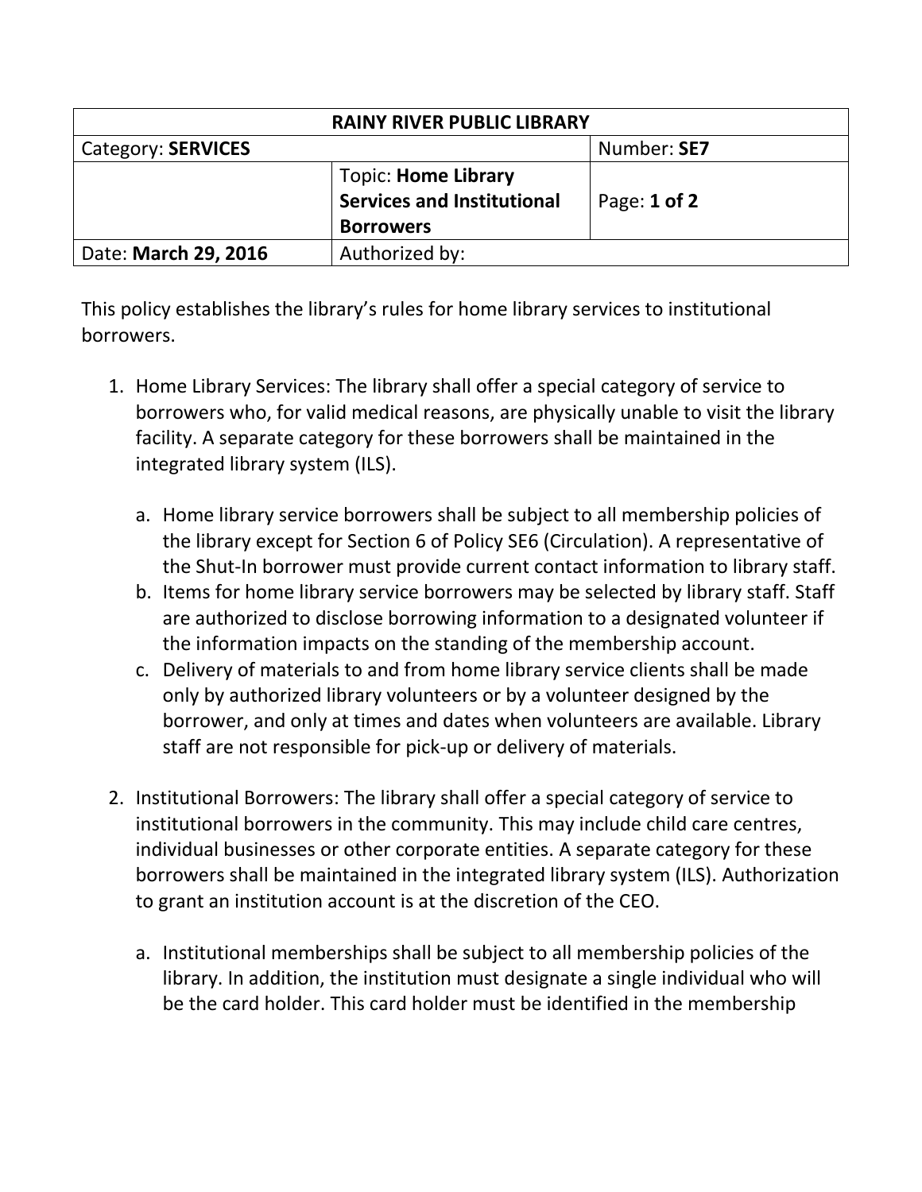| RAINY RIVER PUBLIC LIBRARY | | |
|---|---|---|
| Category: **SERVICES** | | Number: **SE7** |
| | Topic: **Home Library Services and Institutional Borrowers** | Page: **1 of 2** |
| Date: **March 29, 2016** | Authorized by: | |

This policy establishes the library's rules for home library services to institutional borrowers.

1. Home Library Services: The library shall offer a special category of service to borrowers who, for valid medical reasons, are physically unable to visit the library facility. A separate category for these borrowers shall be maintained in the integrated library system (ILS).

   a. Home library service borrowers shall be subject to all membership policies of the library except for Section 6 of Policy SE6 (Circulation). A representative of the Shut-In borrower must provide current contact information to library staff.
   b. Items for home library service borrowers may be selected by library staff. Staff are authorized to disclose borrowing information to a designated volunteer if the information impacts on the standing of the membership account.
   c. Delivery of materials to and from home library service clients shall be made only by authorized library volunteers or by a volunteer designed by the borrower, and only at times and dates when volunteers are available. Library staff are not responsible for pick-up or delivery of materials.

2. Institutional Borrowers: The library shall offer a special category of service to institutional borrowers in the community. This may include child care centres, individual businesses or other corporate entities. A separate category for these borrowers shall be maintained in the integrated library system (ILS). Authorization to grant an institution account is at the discretion of the CEO.

   a. Institutional memberships shall be subject to all membership policies of the library. In addition, the institution must designate a single individual who will be the card holder. This card holder must be identified in the membership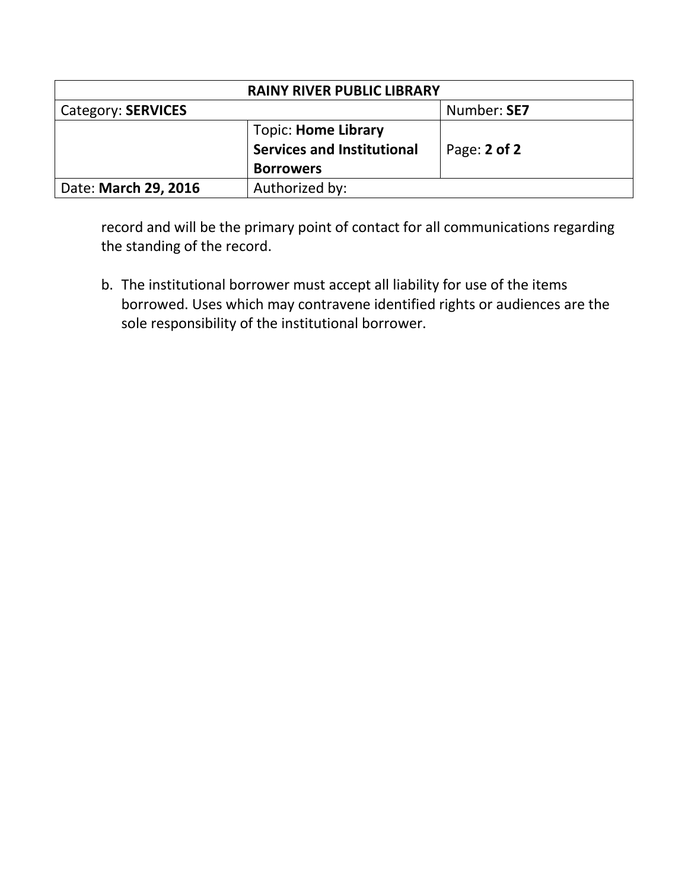record and will be the primary point of contact for all communications regarding the standing of the record.

b. The institutional borrower must accept all liability for use of the items borrowed. Uses which may contravene identified rights or audiences are the sole responsibility of the institutional borrower.